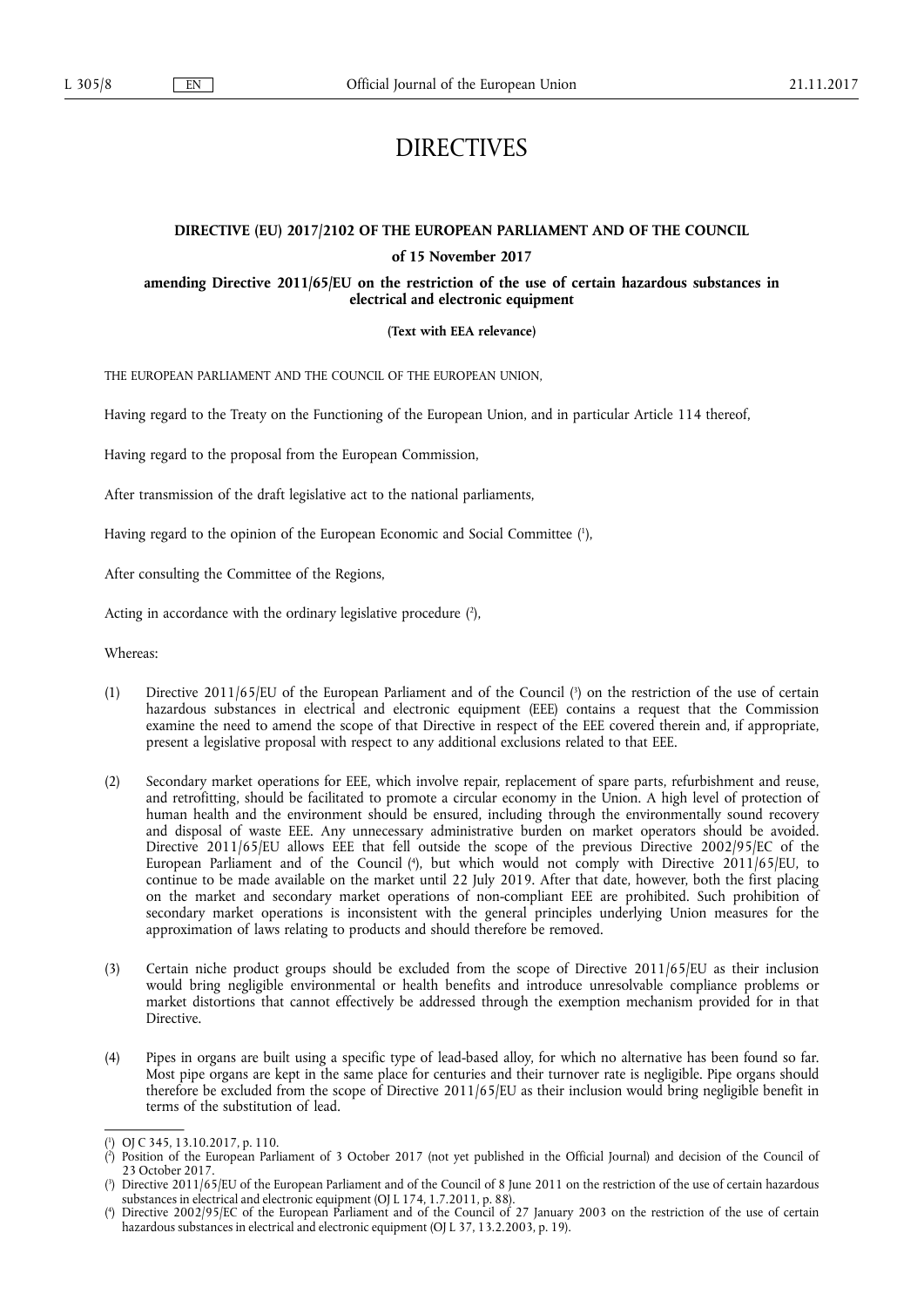# DIRECTIVES

## DIRECTIVE (EU) 2017/2102 OF THE EUROPEAN PARLIAMENT AND OF THE COUNCIL

**of 15 November 2017**

**amending Directive 2011/65/EU on the restriction of the use of certain hazardous substances in electrical and electronic equipment**

**(Text with EEA relevance)**

THE EUROPEAN PARLIAMENT AND THE COUNCIL OF THE EUROPEAN UNION,

Having regard to the Treaty on the Functioning of the European Union, and in particular Article 114 thereof,

Having regard to the proposal from the European Commission,

After transmission of the draft legislative act to the national parliaments,

Having regard to the opinion of the European Economic and Social Committee [1],

After consulting the Committee of the Regions,

Acting in accordance with the ordinary legislative procedure [2],

Whereas:

(1) Directive 2011/65/EU of the European Parliament and of the Council [3] on the restriction of the use of certain hazardous substances in electrical and electronic equipment (EEE) contains a request that the Commission examine the need to amend the scope of that Directive in respect of the EEE covered therein and, if appropriate, present a legislative proposal with respect to any additional exclusions related to that EEE.

(2) Secondary market operations for EEE, which involve repair, replacement of spare parts, refurbishment and reuse, and retrofitting, should be facilitated to promote a circular economy in the Union. A high level of protection of human health and the environment should be ensured, including through the environmentally sound recovery and disposal of waste EEE. Any unnecessary administrative burden on market operators should be avoided. Directive 2011/65/EU allows EEE that fell outside the scope of the previous Directive 2002/95/EC of the European Parliament and of the Council [4], but which would not comply with Directive 2011/65/EU, to continue to be made available on the market until 22 July 2019. After that date, however, both the first placing on the market and secondary market operations of non-compliant EEE are prohibited. Such prohibition of secondary market operations is inconsistent with the general principles underlying Union measures for the approximation of laws relating to products and should therefore be removed.

(3) Certain niche product groups should be excluded from the scope of Directive 2011/65/EU as their inclusion would bring negligible environmental or health benefits and introduce unresolvable compliance problems or market distortions that cannot effectively be addressed through the exemption mechanism provided for in that Directive.

(4) Pipes in organs are built using a specific type of lead-based alloy, for which no alternative has been found so far. Most pipe organs are kept in the same place for centuries and their turnover rate is negligible. Pipe organs should therefore be excluded from the scope of Directive 2011/65/EU as their inclusion would bring negligible benefit in terms of the substitution of lead.

---

[1] OJ C 345, 13.10.2017, p. 110.

[2] Position of the European Parliament of 3 October 2017 (not yet published in the Official Journal) and decision of the Council of 23 October 2017.

[3] Directive 2011/65/EU of the European Parliament and of the Council of 8 June 2011 on the restriction of the use of certain hazardous substances in electrical and electronic equipment (OJ L 174, 1.7.2011, p. 88).

[4] Directive 2002/95/EC of the European Parliament and of the Council of 27 January 2003 on the restriction of the use of certain hazardous substances in electrical and electronic equipment (OJ L 37, 13.2.2003, p. 19).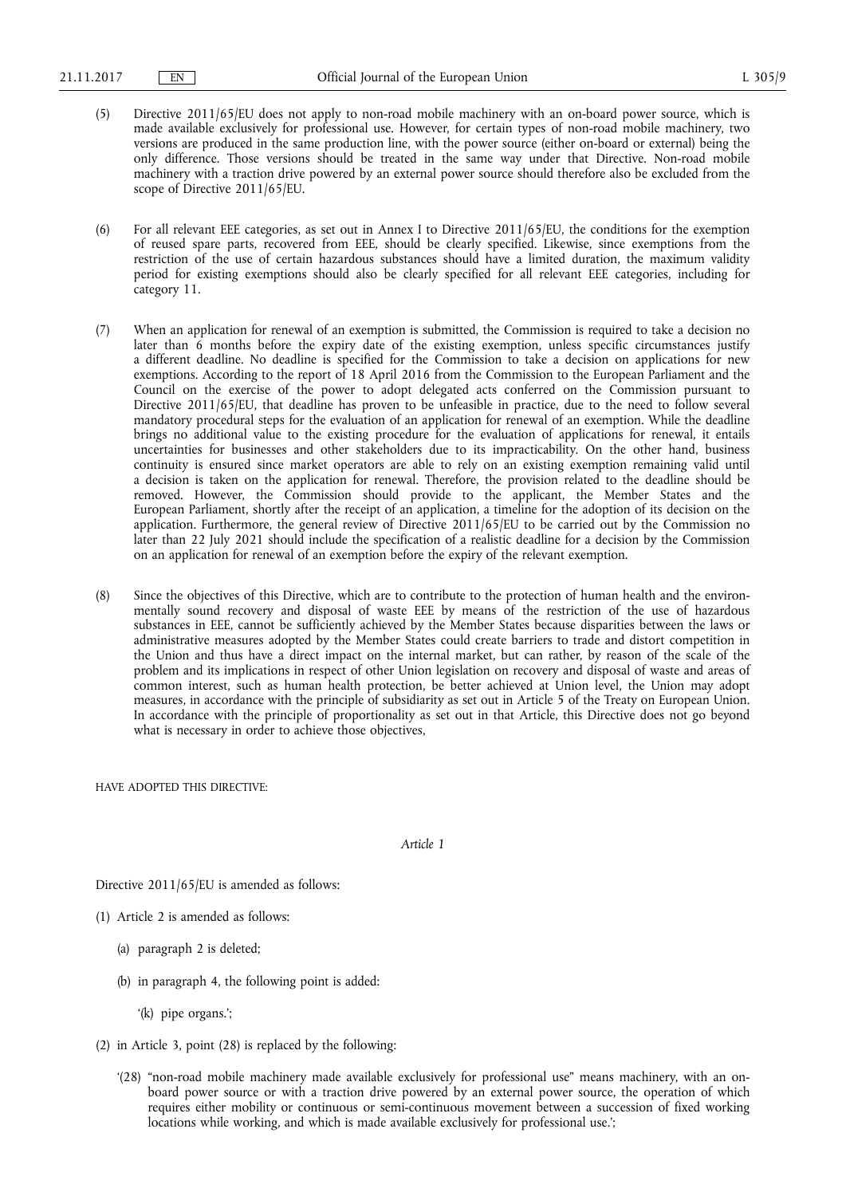(5) Directive 2011/65/EU does not apply to non-road mobile machinery with an on-board power source, which is made available exclusively for professional use. However, for certain types of non-road mobile machinery, two versions are produced in the same production line, with the power source (either on-board or external) being the only difference. Those versions should be treated in the same way under that Directive. Non-road mobile machinery with a traction drive powered by an external power source should therefore also be excluded from the scope of Directive 2011/65/EU.

(6) For all relevant EEE categories, as set out in Annex I to Directive 2011/65/EU, the conditions for the exemption of reused spare parts, recovered from EEE, should be clearly specified. Likewise, since exemptions from the restriction of the use of certain hazardous substances should have a limited duration, the maximum validity period for existing exemptions should also be clearly specified for all relevant EEE categories, including for category 11.

(7) When an application for renewal of an exemption is submitted, the Commission is required to take a decision no later than 6 months before the expiry date of the existing exemption, unless specific circumstances justify a different deadline. No deadline is specified for the Commission to take a decision on applications for new exemptions. According to the report of 18 April 2016 from the Commission to the European Parliament and the Council on the exercise of the power to adopt delegated acts conferred on the Commission pursuant to Directive 2011/65/EU, that deadline has proven to be unfeasible in practice, due to the need to follow several mandatory procedural steps for the evaluation of an application for renewal of an exemption. While the deadline brings no additional value to the existing procedure for the evaluation of applications for renewal, it entails uncertainties for businesses and other stakeholders due to its impracticability. On the other hand, business continuity is ensured since market operators are able to rely on an existing exemption remaining valid until a decision is taken on the application for renewal. Therefore, the provision related to the deadline should be removed. However, the Commission should provide to the applicant, the Member States and the European Parliament, shortly after the receipt of an application, a timeline for the adoption of its decision on the application. Furthermore, the general review of Directive 2011/65/EU to be carried out by the Commission no later than 22 July 2021 should include the specification of a realistic deadline for a decision by the Commission on an application for renewal of an exemption before the expiry of the relevant exemption.

(8) Since the objectives of this Directive, which are to contribute to the protection of human health and the environmentally sound recovery and disposal of waste EEE by means of the restriction of the use of hazardous substances in EEE, cannot be sufficiently achieved by the Member States because disparities between the laws or administrative measures adopted by the Member States could create barriers to trade and distort competition in the Union and thus have a direct impact on the internal market, but can rather, by reason of the scale of the problem and its implications in respect of other Union legislation on recovery and disposal of waste and areas of common interest, such as human health protection, be better achieved at Union level, the Union may adopt measures, in accordance with the principle of subsidiarity as set out in Article 5 of the Treaty on European Union. In accordance with the principle of proportionality as set out in that Article, this Directive does not go beyond what is necessary in order to achieve those objectives,

HAVE ADOPTED THIS DIRECTIVE:

*Article 1*

Directive 2011/65/EU is amended as follows:

(1) Article 2 is amended as follows:

(a) paragraph 2 is deleted;

(b) in paragraph 4, the following point is added:

'(k) pipe organs.';

(2) in Article 3, point (28) is replaced by the following:

'(28) "non-road mobile machinery made available exclusively for professional use" means machinery, with an on-board power source or with a traction drive powered by an external power source, the operation of which requires either mobility or continuous or semi-continuous movement between a succession of fixed working locations while working, and which is made available exclusively for professional use.';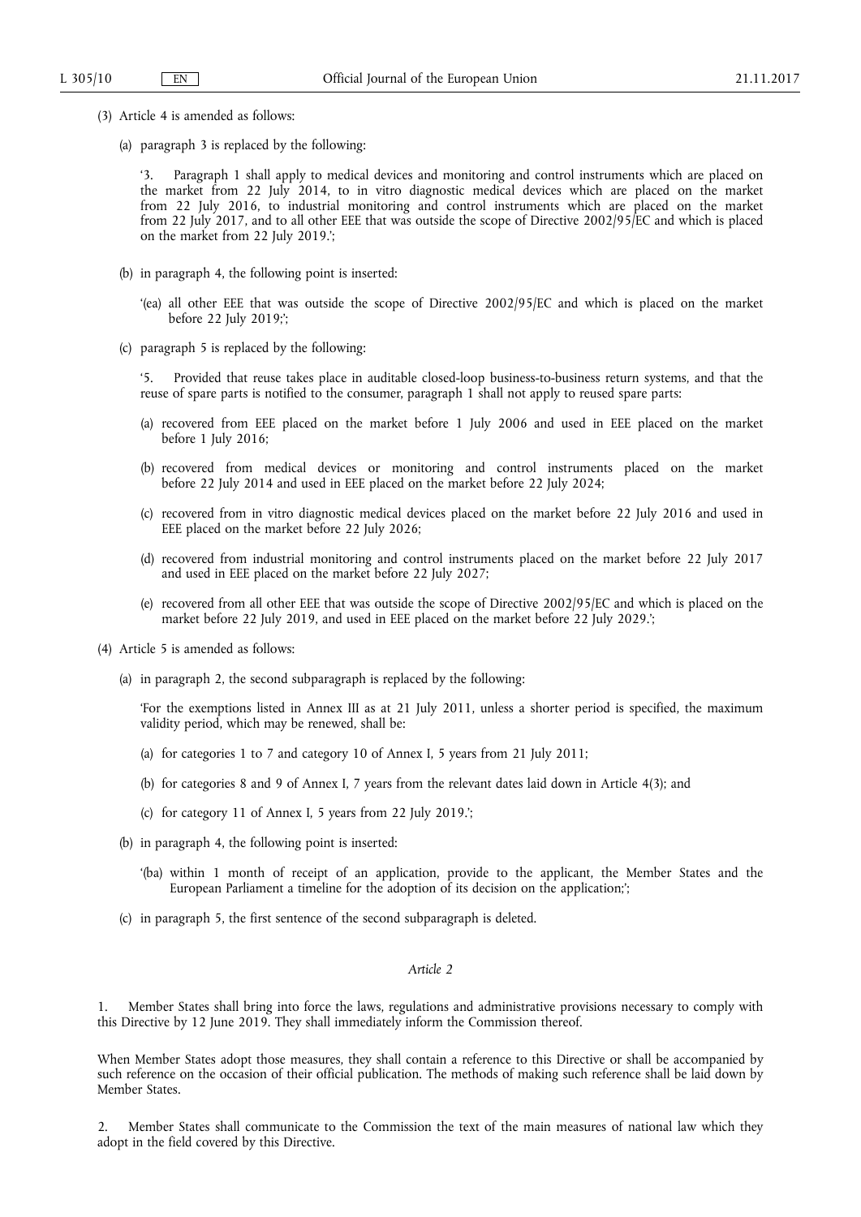(3) Article 4 is amended as follows:

(a) paragraph 3 is replaced by the following:

'3. Paragraph 1 shall apply to medical devices and monitoring and control instruments which are placed on the market from 22 July 2014, to in vitro diagnostic medical devices which are placed on the market from 22 July 2016, to industrial monitoring and control instruments which are placed on the market from 22 July 2017, and to all other EEE that was outside the scope of Directive 2002/95/EC and which is placed on the market from 22 July 2019.';

(b) in paragraph 4, the following point is inserted:

'(ea) all other EEE that was outside the scope of Directive 2002/95/EC and which is placed on the market before 22 July 2019;';

(c) paragraph 5 is replaced by the following:

'5. Provided that reuse takes place in auditable closed-loop business-to-business return systems, and that the reuse of spare parts is notified to the consumer, paragraph 1 shall not apply to reused spare parts:

(a) recovered from EEE placed on the market before 1 July 2006 and used in EEE placed on the market before 1 July 2016;

(b) recovered from medical devices or monitoring and control instruments placed on the market before 22 July 2014 and used in EEE placed on the market before 22 July 2024;

(c) recovered from in vitro diagnostic medical devices placed on the market before 22 July 2016 and used in EEE placed on the market before 22 July 2026;

(d) recovered from industrial monitoring and control instruments placed on the market before 22 July 2017 and used in EEE placed on the market before 22 July 2027;

(e) recovered from all other EEE that was outside the scope of Directive 2002/95/EC and which is placed on the market before 22 July 2019, and used in EEE placed on the market before 22 July 2029.';

(4) Article 5 is amended as follows:

(a) in paragraph 2, the second subparagraph is replaced by the following:

'For the exemptions listed in Annex III as at 21 July 2011, unless a shorter period is specified, the maximum validity period, which may be renewed, shall be:

(a) for categories 1 to 7 and category 10 of Annex I, 5 years from 21 July 2011;

(b) for categories 8 and 9 of Annex I, 7 years from the relevant dates laid down in Article 4(3); and

(c) for category 11 of Annex I, 5 years from 22 July 2019.';

(b) in paragraph 4, the following point is inserted:

'(ba) within 1 month of receipt of an application, provide to the applicant, the Member States and the European Parliament a timeline for the adoption of its decision on the application;';

(c) in paragraph 5, the first sentence of the second subparagraph is deleted.

*Article 2*

1. Member States shall bring into force the laws, regulations and administrative provisions necessary to comply with this Directive by 12 June 2019. They shall immediately inform the Commission thereof.

When Member States adopt those measures, they shall contain a reference to this Directive or shall be accompanied by such reference on the occasion of their official publication. The methods of making such reference shall be laid down by Member States.

2. Member States shall communicate to the Commission the text of the main measures of national law which they adopt in the field covered by this Directive.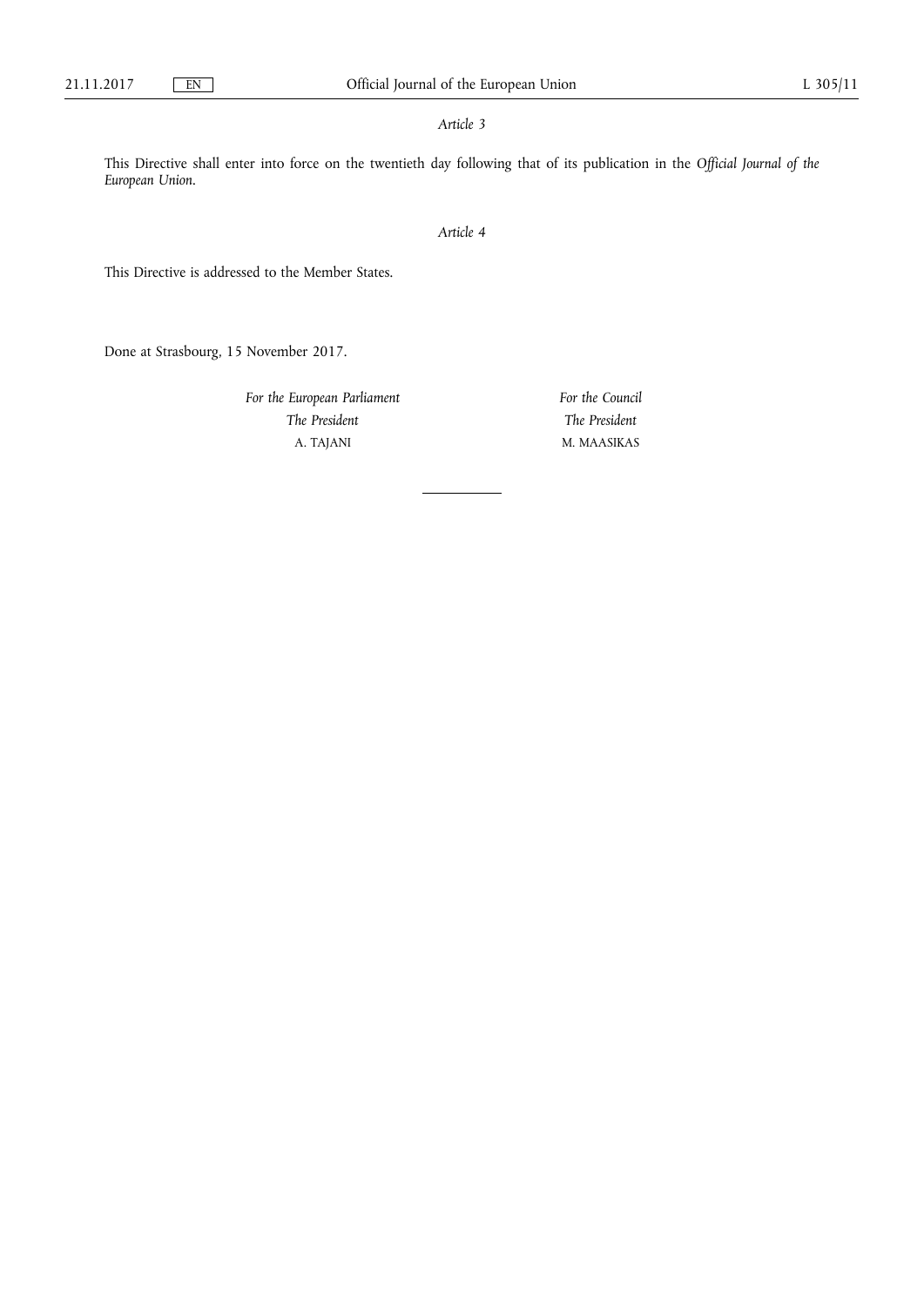*Article 3*

This Directive shall enter into force on the twentieth day following that of its publication in the *Official Journal of the European Union*.

*Article 4*

This Directive is addressed to the Member States.

Done at Strasbourg, 15 November 2017.

| | |
|---|---|
| *For the European Parliament* | *For the Council* |
| *The President* | *The President* |
| A. TAJANI | M. MAASIKAS |